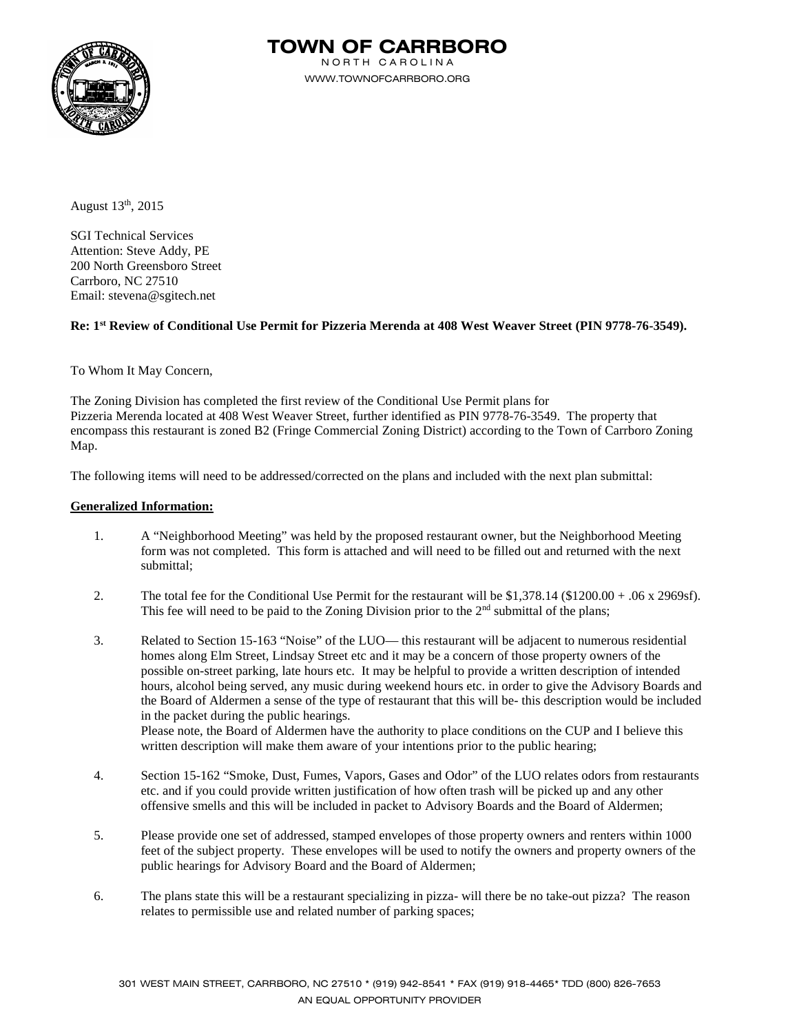# TOWN OF CARRBORO

NORTH CAROLINA

WWW.TOWNOFCARRBORO.ORG

August 13th, 2015

SGI Technical Services
Attention: Steve Addy, PE
200 North Greensboro Street
Carrboro, NC 27510
Email: stevena@sgitech.net

**Re: 1st Review of Conditional Use Permit for Pizzeria Merenda at 408 West Weaver Street (PIN 9778-76-3549).**

To Whom It May Concern,

The Zoning Division has completed the first review of the Conditional Use Permit plans for Pizzeria Merenda located at 408 West Weaver Street, further identified as PIN 9778-76-3549. The property that encompass this restaurant is zoned B2 (Fringe Commercial Zoning District) according to the Town of Carrboro Zoning Map.

The following items will need to be addressed/corrected on the plans and included with the next plan submittal:

**Generalized Information:**

1. A "Neighborhood Meeting" was held by the proposed restaurant owner, but the Neighborhood Meeting form was not completed. This form is attached and will need to be filled out and returned with the next submittal;

2. The total fee for the Conditional Use Permit for the restaurant will be $1,378.14 ($1200.00 + .06 x 2969sf). This fee will need to be paid to the Zoning Division prior to the 2nd submittal of the plans;

3. Related to Section 15-163 "Noise" of the LUO— this restaurant will be adjacent to numerous residential homes along Elm Street, Lindsay Street etc and it may be a concern of those property owners of the possible on-street parking, late hours etc. It may be helpful to provide a written description of intended hours, alcohol being served, any music during weekend hours etc. in order to give the Advisory Boards and the Board of Aldermen a sense of the type of restaurant that this will be- this description would be included in the packet during the public hearings.
   Please note, the Board of Aldermen have the authority to place conditions on the CUP and I believe this written description will make them aware of your intentions prior to the public hearing;

4. Section 15-162 "Smoke, Dust, Fumes, Vapors, Gases and Odor" of the LUO relates odors from restaurants etc. and if you could provide written justification of how often trash will be picked up and any other offensive smells and this will be included in packet to Advisory Boards and the Board of Aldermen;

5. Please provide one set of addressed, stamped envelopes of those property owners and renters within 1000 feet of the subject property. These envelopes will be used to notify the owners and property owners of the public hearings for Advisory Board and the Board of Aldermen;

6. The plans state this will be a restaurant specializing in pizza- will there be no take-out pizza? The reason relates to permissible use and related number of parking spaces;

301 WEST MAIN STREET, CARRBORO, NC 27510 * (919) 942-8541 * FAX (919) 918-4465* TDD (800) 826-7653
AN EQUAL OPPORTUNITY PROVIDER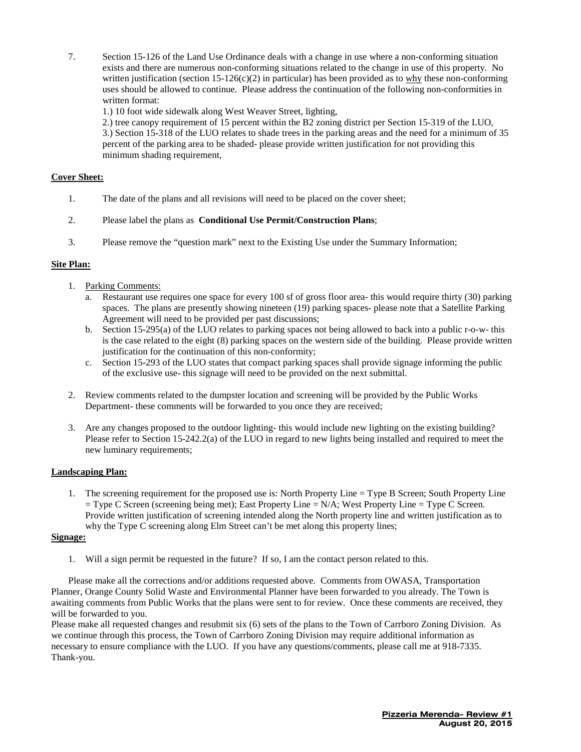7. Section 15-126 of the Land Use Ordinance deals with a change in use where a non-conforming situation exists and there are numerous non-conforming situations related to the change in use of this property. No written justification (section 15-126(c)(2) in particular) has been provided as to <u>why</u> these non-conforming uses should be allowed to continue. Please address the continuation of the following non-conformities in written format:
   1.) 10 foot wide sidewalk along West Weaver Street, lighting,
   2.) tree canopy requirement of 15 percent within the B2 zoning district per Section 15-319 of the LUO,
   3.) Section 15-318 of the LUO relates to shade trees in the parking areas and the need for a minimum of 35 percent of the parking area to be shaded- please provide written justification for not providing this minimum shading requirement,

**<u>Cover Sheet:</u>**

1. The date of the plans and all revisions will need to be placed on the cover sheet;

2. Please label the plans as **Conditional Use Permit/Construction Plans**;

3. Please remove the "question mark" next to the Existing Use under the Summary Information;

**<u>Site Plan:</u>**

1. <u>Parking Comments:</u>
   a. Restaurant use requires one space for every 100 sf of gross floor area- this would require thirty (30) parking spaces. The plans are presently showing nineteen (19) parking spaces- please note that a Satellite Parking Agreement will need to be provided per past discussions;
   b. Section 15-295(a) of the LUO relates to parking spaces not being allowed to back into a public r-o-w- this is the case related to the eight (8) parking spaces on the western side of the building. Please provide written justification for the continuation of this non-conformity;
   c. Section 15-293 of the LUO states that compact parking spaces shall provide signage informing the public of the exclusive use- this signage will need to be provided on the next submittal.

2. Review comments related to the dumpster location and screening will be provided by the Public Works Department- these comments will be forwarded to you once they are received;

3. Are any changes proposed to the outdoor lighting- this would include new lighting on the existing building? Please refer to Section 15-242.2(a) of the LUO in regard to new lights being installed and required to meet the new luminary requirements;

**<u>Landscaping Plan:</u>**

1. The screening requirement for the proposed use is: North Property Line = Type B Screen; South Property Line = Type C Screen (screening being met); East Property Line = N/A; West Property Line = Type C Screen. Provide written justification of screening intended along the North property line and written justification as to why the Type C screening along Elm Street can't be met along this property lines;

**<u>Signage:</u>**

1. Will a sign permit be requested in the future? If so, I am the contact person related to this.

Please make all the corrections and/or additions requested above. Comments from OWASA, Transportation Planner, Orange County Solid Waste and Environmental Planner have been forwarded to you already. The Town is awaiting comments from Public Works that the plans were sent to for review. Once these comments are received, they will be forwarded to you.

Please make all requested changes and resubmit six (6) sets of the plans to the Town of Carrboro Zoning Division. As we continue through this process, the Town of Carrboro Zoning Division may require additional information as necessary to ensure compliance with the LUO. If you have any questions/comments, please call me at 918-7335. Thank-you.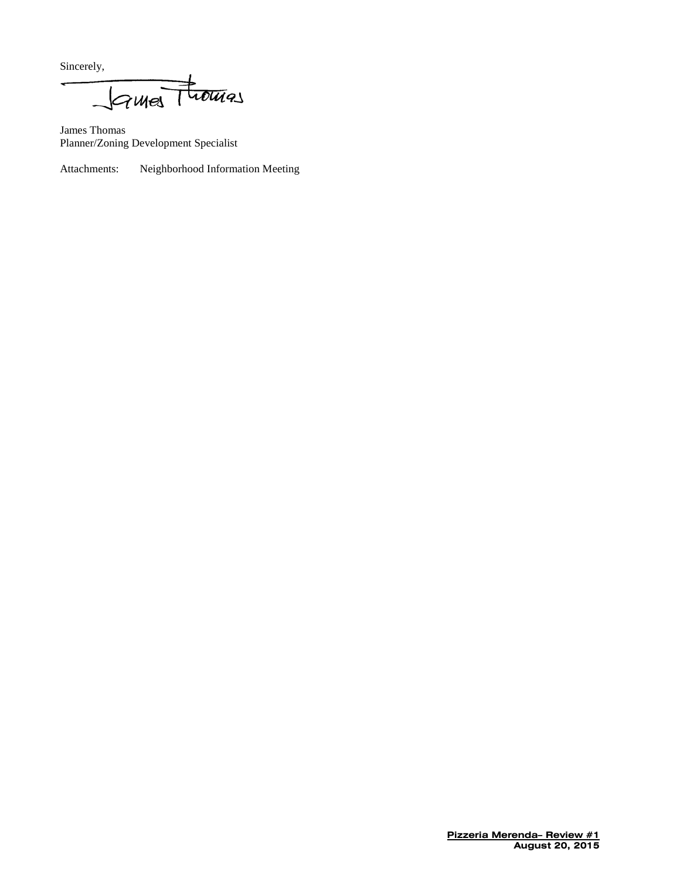Sincerely,

James Thomas

James Thomas
Planner/Zoning Development Specialist

Attachments: Neighborhood Information Meeting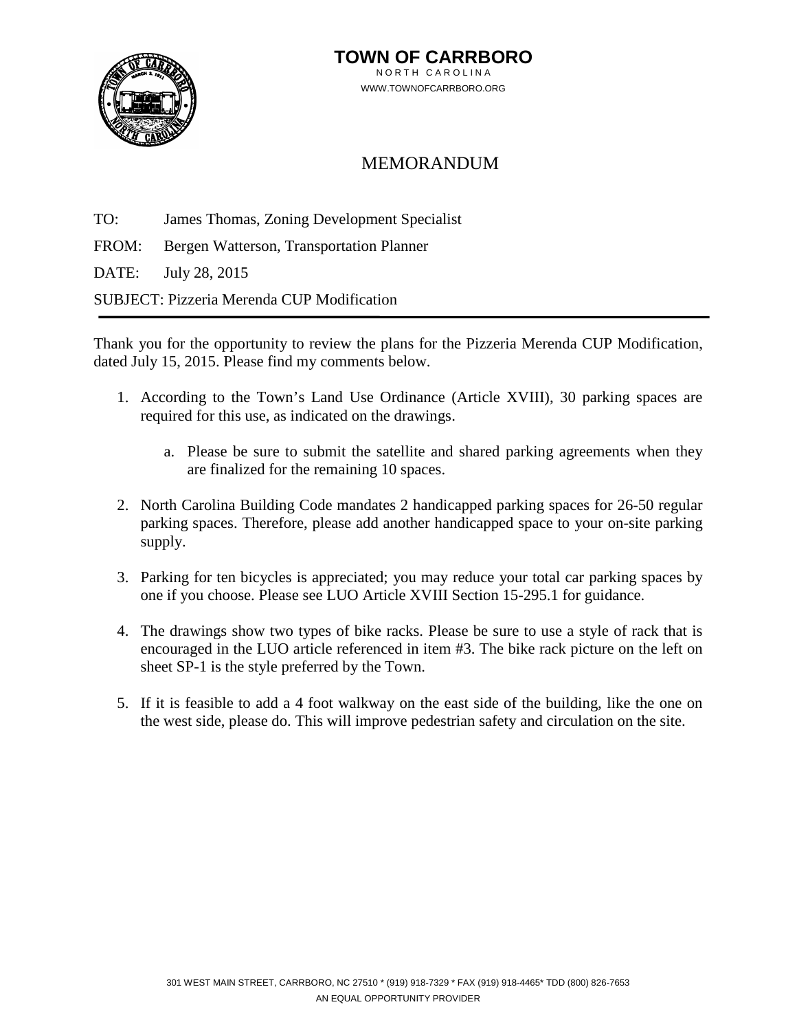# TOWN OF CARRBORO

NORTH CAROLINA

WWW.TOWNOFCARRBORO.ORG

## MEMORANDUM

TO: James Thomas, Zoning Development Specialist

FROM: Bergen Watterson, Transportation Planner

DATE: July 28, 2015

SUBJECT: Pizzeria Merenda CUP Modification

---

Thank you for the opportunity to review the plans for the Pizzeria Merenda CUP Modification, dated July 15, 2015. Please find my comments below.

1. According to the Town's Land Use Ordinance (Article XVIII), 30 parking spaces are required for this use, as indicated on the drawings.

    a. Please be sure to submit the satellite and shared parking agreements when they are finalized for the remaining 10 spaces.

2. North Carolina Building Code mandates 2 handicapped parking spaces for 26-50 regular parking spaces. Therefore, please add another handicapped space to your on-site parking supply.

3. Parking for ten bicycles is appreciated; you may reduce your total car parking spaces by one if you choose. Please see LUO Article XVIII Section 15-295.1 for guidance.

4. The drawings show two types of bike racks. Please be sure to use a style of rack that is encouraged in the LUO article referenced in item #3. The bike rack picture on the left on sheet SP-1 is the style preferred by the Town.

5. If it is feasible to add a 4 foot walkway on the east side of the building, like the one on the west side, please do. This will improve pedestrian safety and circulation on the site.

301 WEST MAIN STREET, CARRBORO, NC 27510 * (919) 918-7329 * FAX (919) 918-4465* TDD (800) 826-7653
AN EQUAL OPPORTUNITY PROVIDER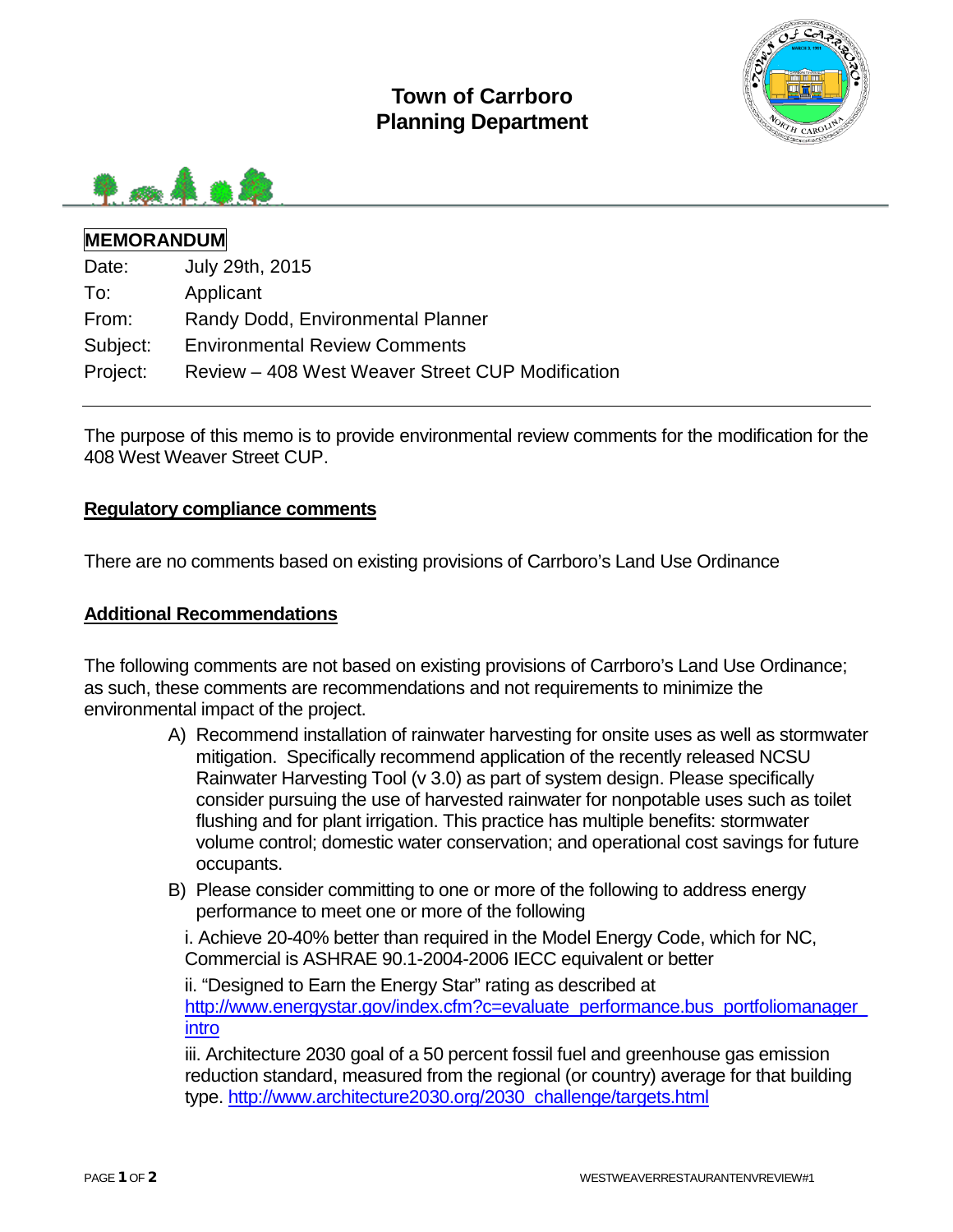# Town of Carrboro
# Planning Department

**MEMORANDUM**

Date: July 29th, 2015

To: Applicant

From: Randy Dodd, Environmental Planner

Subject: Environmental Review Comments

Project: Review – 408 West Weaver Street CUP Modification

---

The purpose of this memo is to provide environmental review comments for the modification for the 408 West Weaver Street CUP.

## Regulatory compliance comments

There are no comments based on existing provisions of Carrboro's Land Use Ordinance

## Additional Recommendations

The following comments are not based on existing provisions of Carrboro's Land Use Ordinance; as such, these comments are recommendations and not requirements to minimize the environmental impact of the project.

A) Recommend installation of rainwater harvesting for onsite uses as well as stormwater mitigation. Specifically recommend application of the recently released NCSU Rainwater Harvesting Tool (v 3.0) as part of system design. Please specifically consider pursuing the use of harvested rainwater for nonpotable uses such as toilet flushing and for plant irrigation. This practice has multiple benefits: stormwater volume control; domestic water conservation; and operational cost savings for future occupants.

B) Please consider committing to one or more of the following to address energy performance to meet one or more of the following

i. Achieve 20-40% better than required in the Model Energy Code, which for NC, Commercial is ASHRAE 90.1-2004-2006 IECC equivalent or better

ii. "Designed to Earn the Energy Star" rating as described at http://www.energystar.gov/index.cfm?c=evaluate_performance.bus_portfoliomanager_intro

iii. Architecture 2030 goal of a 50 percent fossil fuel and greenhouse gas emission reduction standard, measured from the regional (or country) average for that building type. http://www.architecture2030.org/2030_challenge/targets.html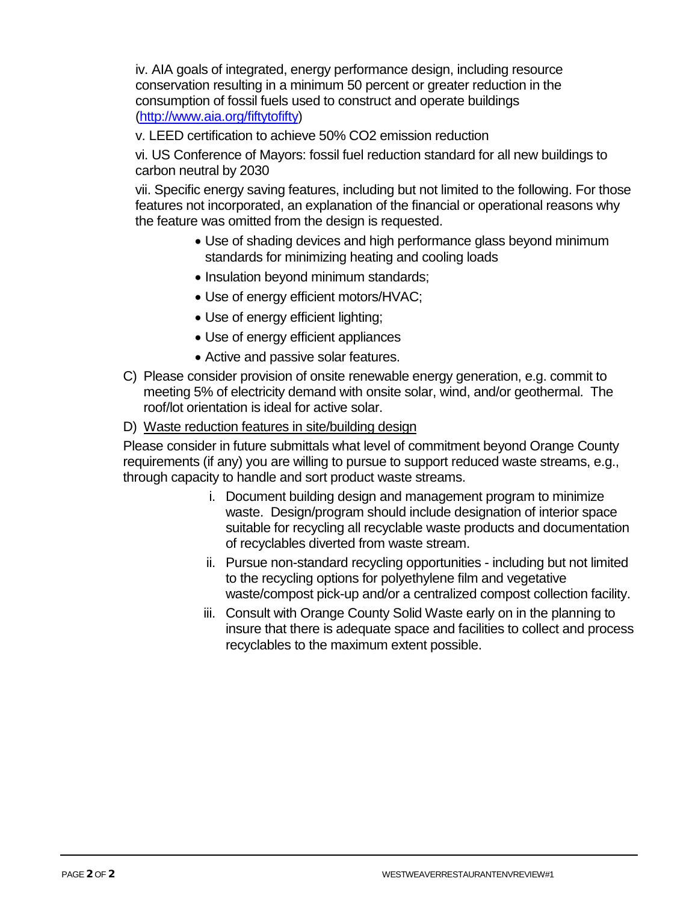iv. AIA goals of integrated, energy performance design, including resource conservation resulting in a minimum 50 percent or greater reduction in the consumption of fossil fuels used to construct and operate buildings (http://www.aia.org/fiftytofifty)

v. LEED certification to achieve 50% $CO_2$ emission reduction

vi. US Conference of Mayors: fossil fuel reduction standard for all new buildings to carbon neutral by 2030

vii. Specific energy saving features, including but not limited to the following. For those features not incorporated, an explanation of the financial or operational reasons why the feature was omitted from the design is requested.

- Use of shading devices and high performance glass beyond minimum standards for minimizing heating and cooling loads
- Insulation beyond minimum standards;
- Use of energy efficient motors/HVAC;
- Use of energy efficient lighting;
- Use of energy efficient appliances
- Active and passive solar features.

C) Please consider provision of onsite renewable energy generation, e.g. commit to meeting 5% of electricity demand with onsite solar, wind, and/or geothermal. The roof/lot orientation is ideal for active solar.

D) Waste reduction features in site/building design

Please consider in future submittals what level of commitment beyond Orange County requirements (if any) you are willing to pursue to support reduced waste streams, e.g., through capacity to handle and sort product waste streams.

i. Document building design and management program to minimize waste. Design/program should include designation of interior space suitable for recycling all recyclable waste products and documentation of recyclables diverted from waste stream.

ii. Pursue non-standard recycling opportunities - including but not limited to the recycling options for polyethylene film and vegetative waste/compost pick-up and/or a centralized compost collection facility.

iii. Consult with Orange County Solid Waste early on in the planning to insure that there is adequate space and facilities to collect and process recyclables to the maximum extent possible.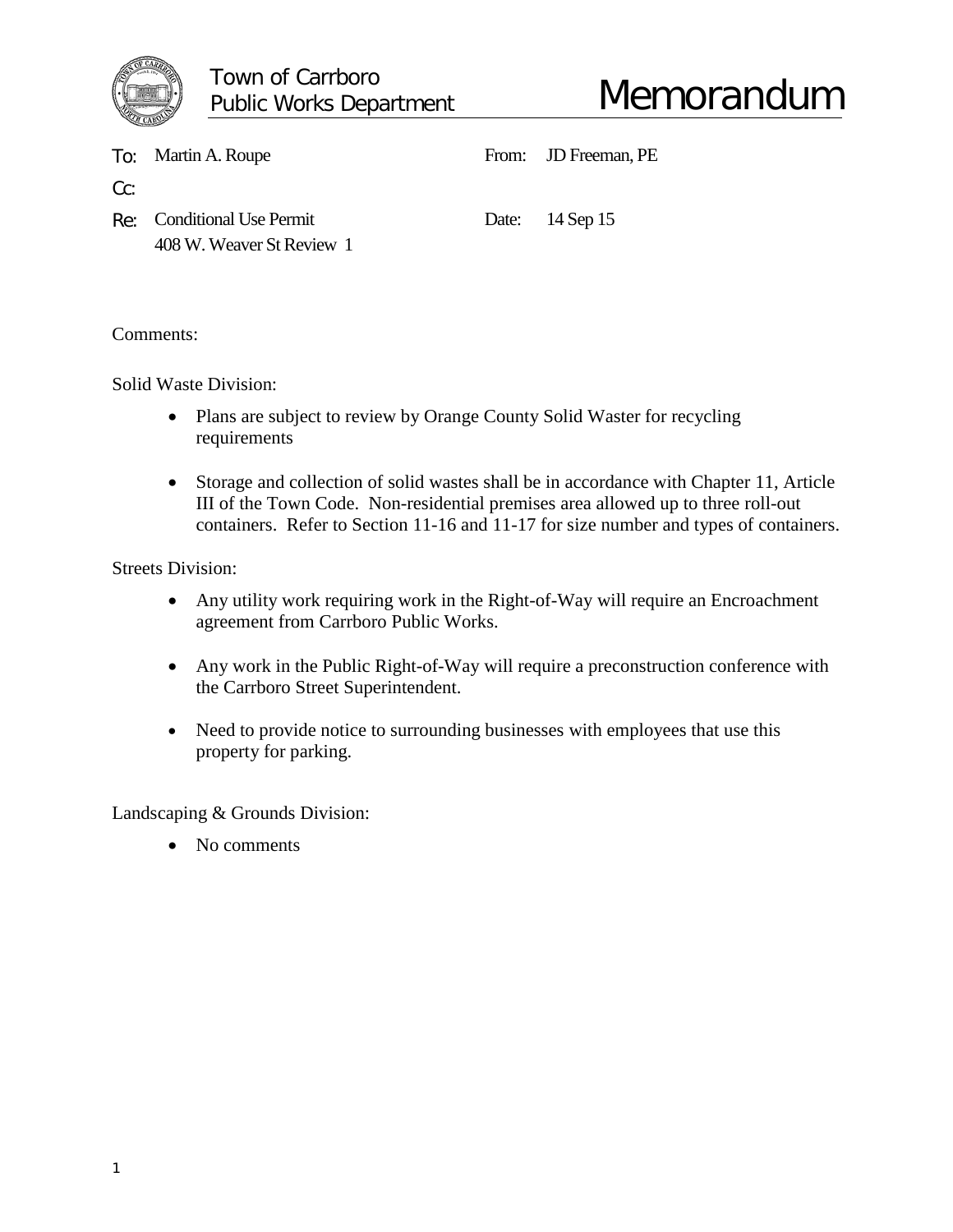Town of Carrboro
Public Works Department

# Memorandum

**To:** Martin A. Roupe

**From:** JD Freeman, PE

**Cc:**

**Re:** Conditional Use Permit
408 W. Weaver St Review 1

**Date:** 14 Sep 15

Comments:

Solid Waste Division:

- Plans are subject to review by Orange County Solid Waster for recycling requirements
- Storage and collection of solid wastes shall be in accordance with Chapter 11, Article III of the Town Code. Non-residential premises area allowed up to three roll-out containers. Refer to Section 11-16 and 11-17 for size number and types of containers.

Streets Division:

- Any utility work requiring work in the Right-of-Way will require an Encroachment agreement from Carrboro Public Works.
- Any work in the Public Right-of-Way will require a preconstruction conference with the Carrboro Street Superintendent.
- Need to provide notice to surrounding businesses with employees that use this property for parking.

Landscaping & Grounds Division:

- No comments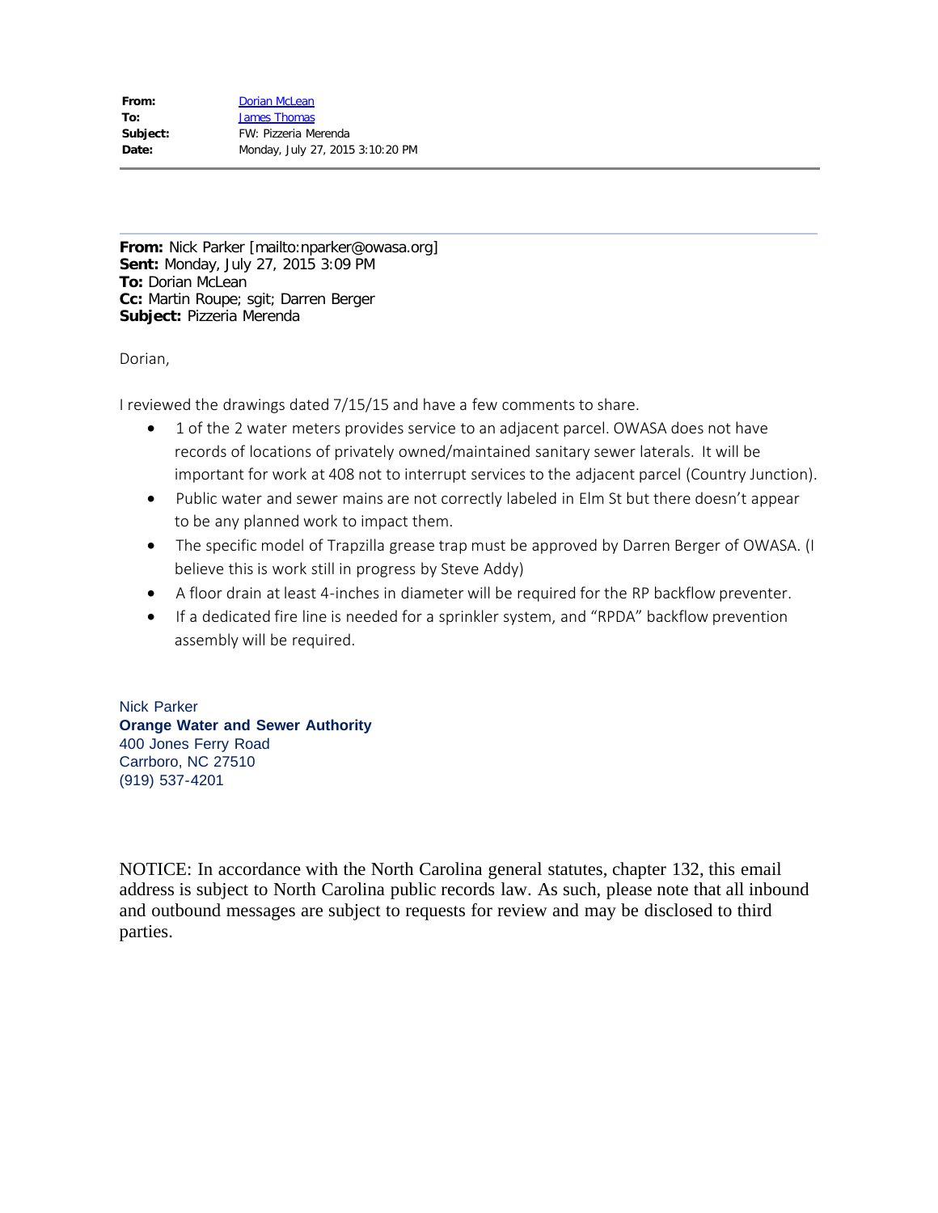| | |
|---|---|
| **From:** | Dorian McLean |
| **To:** | James Thomas |
| **Subject:** | FW: Pizzeria Merenda |
| **Date:** | Monday, July 27, 2015 3:10:20 PM |

---

**From:** Nick Parker [mailto:nparker@owasa.org]
**Sent:** Monday, July 27, 2015 3:09 PM
**To:** Dorian McLean
**Cc:** Martin Roupe; sgit; Darren Berger
**Subject:** Pizzeria Merenda

Dorian,

I reviewed the drawings dated 7/15/15 and have a few comments to share.

- 1 of the 2 water meters provides service to an adjacent parcel. OWASA does not have records of locations of privately owned/maintained sanitary sewer laterals. It will be important for work at 408 not to interrupt services to the adjacent parcel (Country Junction).
- Public water and sewer mains are not correctly labeled in Elm St but there doesn't appear to be any planned work to impact them.
- The specific model of Trapzilla grease trap must be approved by Darren Berger of OWASA. (I believe this is work still in progress by Steve Addy)
- A floor drain at least 4-inches in diameter will be required for the RP backflow preventer.
- If a dedicated fire line is needed for a sprinkler system, and "RPDA" backflow prevention assembly will be required.

Nick Parker
**Orange Water and Sewer Authority**
400 Jones Ferry Road
Carrboro, NC 27510
(919) 537-4201

NOTICE: In accordance with the North Carolina general statutes, chapter 132, this email address is subject to North Carolina public records law. As such, please note that all inbound and outbound messages are subject to requests for review and may be disclosed to third parties.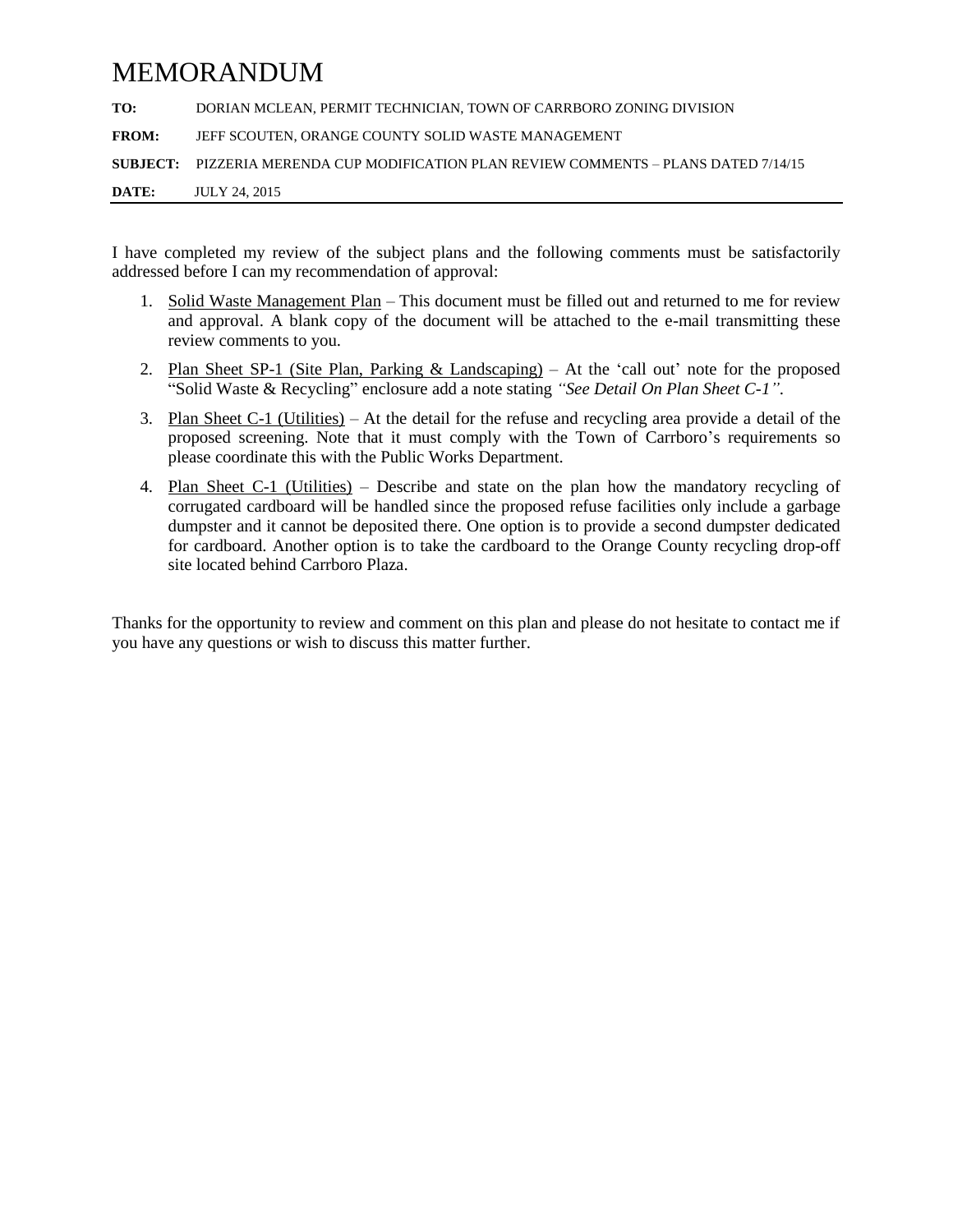# MEMORANDUM

**TO:** DORIAN MCLEAN, PERMIT TECHNICIAN, TOWN OF CARRBORO ZONING DIVISION

**FROM:** JEFF SCOUTEN, ORANGE COUNTY SOLID WASTE MANAGEMENT

**SUBJECT:** PIZZERIA MERENDA CUP MODIFICATION PLAN REVIEW COMMENTS – PLANS DATED 7/14/15

**DATE:** JULY 24, 2015

---

I have completed my review of the subject plans and the following comments must be satisfactorily addressed before I can my recommendation of approval:

1. Solid Waste Management Plan – This document must be filled out and returned to me for review and approval. A blank copy of the document will be attached to the e-mail transmitting these review comments to you.

2. Plan Sheet SP-1 (Site Plan, Parking & Landscaping) – At the 'call out' note for the proposed "Solid Waste & Recycling" enclosure add a note stating *"See Detail On Plan Sheet C-1"*.

3. Plan Sheet C-1 (Utilities) – At the detail for the refuse and recycling area provide a detail of the proposed screening. Note that it must comply with the Town of Carrboro's requirements so please coordinate this with the Public Works Department.

4. Plan Sheet C-1 (Utilities) – Describe and state on the plan how the mandatory recycling of corrugated cardboard will be handled since the proposed refuse facilities only include a garbage dumpster and it cannot be deposited there. One option is to provide a second dumpster dedicated for cardboard. Another option is to take the cardboard to the Orange County recycling drop-off site located behind Carrboro Plaza.

Thanks for the opportunity to review and comment on this plan and please do not hesitate to contact me if you have any questions or wish to discuss this matter further.